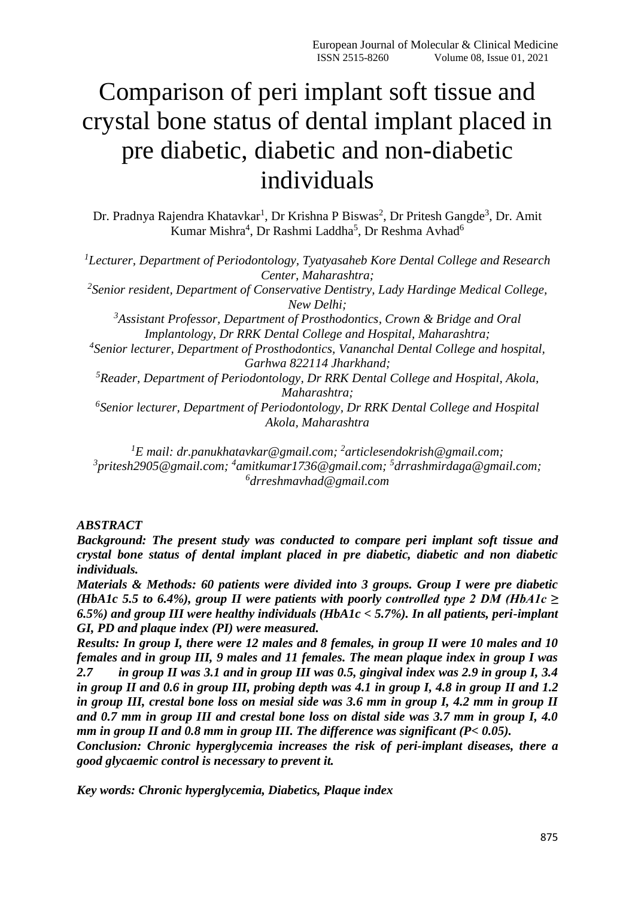# Comparison of peri implant soft tissue and crystal bone status of dental implant placed in pre diabetic, diabetic and non-diabetic individuals

Dr. Pradnya Rajendra Khatavkar[1], Dr Krishna P Biswas[2], Dr Pritesh Gangde[3], Dr. Amit Kumar Mishra[4], Dr Rashmi Laddha[5], Dr Reshma Avhad[6]

*[1]Lecturer, Department of Periodontology, Tyatyasaheb Kore Dental College and Research Center, Maharashtra;*
*[2]Senior resident, Department of Conservative Dentistry, Lady Hardinge Medical College, New Delhi;*
*[3]Assistant Professor, Department of Prosthodontics, Crown & Bridge and Oral Implantology, Dr RRK Dental College and Hospital, Maharashtra;*
*[4]Senior lecturer, Department of Prosthodontics, Vananchal Dental College and hospital, Garhwa 822114 Jharkhand;*
*[5]Reader, Department of Periodontology, Dr RRK Dental College and Hospital, Akola, Maharashtra;*
*[6]Senior lecturer, Department of Periodontology, Dr RRK Dental College and Hospital Akola, Maharashtra*

*[1]E mail: dr.panukhatavkar@gmail.com; [2]articlesendokrish@gmail.com; [3]pritesh2905@gmail.com; [4]amitkumar1736@gmail.com; [5]drrashmirdaga@gmail.com; [6]drreshmavhad@gmail.com*

***ABSTRACT***

***Background: The present study was conducted to compare peri implant soft tissue and crystal bone status of dental implant placed in pre diabetic, diabetic and non diabetic individuals.***

***Materials & Methods: 60 patients were divided into 3 groups. Group I were pre diabetic (HbA1c 5.5 to 6.4%), group II were patients with poorly controlled type 2 DM (HbA1c ≥ 6.5%) and group III were healthy individuals (HbA1c < 5.7%). In all patients, peri-implant GI, PD and plaque index (PI) were measured.***

***Results: In group I, there were 12 males and 8 females, in group II were 10 males and 10 females and in group III, 9 males and 11 females. The mean plaque index in group I was 2.7 in group II was 3.1 and in group III was 0.5, gingival index was 2.9 in group I, 3.4 in group II and 0.6 in group III, probing depth was 4.1 in group I, 4.8 in group II and 1.2 in group III, crestal bone loss on mesial side was 3.6 mm in group I, 4.2 mm in group II and 0.7 mm in group III and crestal bone loss on distal side was 3.7 mm in group I, 4.0 mm in group II and 0.8 mm in group III. The difference was significant (P< 0.05).***

***Conclusion: Chronic hyperglycemia increases the risk of peri-implant diseases, there a good glycaemic control is necessary to prevent it.***

***Key words: Chronic hyperglycemia, Diabetics, Plaque index***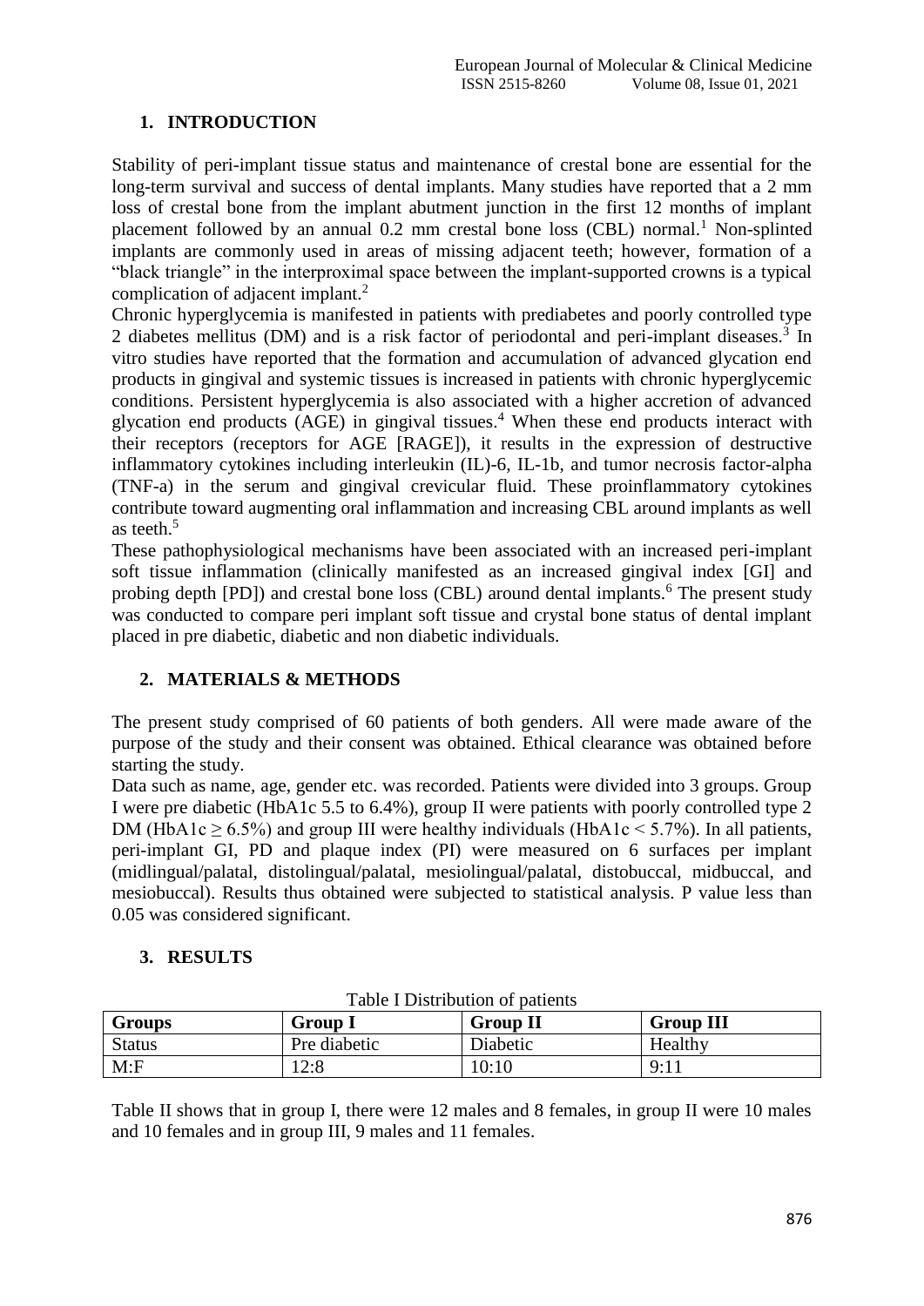## 1. INTRODUCTION

Stability of peri-implant tissue status and maintenance of crestal bone are essential for the long-term survival and success of dental implants. Many studies have reported that a 2 mm loss of crestal bone from the implant abutment junction in the first 12 months of implant placement followed by an annual 0.2 mm crestal bone loss (CBL) normal.[1] Non-splinted implants are commonly used in areas of missing adjacent teeth; however, formation of a "black triangle" in the interproximal space between the implant-supported crowns is a typical complication of adjacent implant.[2]

Chronic hyperglycemia is manifested in patients with prediabetes and poorly controlled type 2 diabetes mellitus (DM) and is a risk factor of periodontal and peri-implant diseases.[3] In vitro studies have reported that the formation and accumulation of advanced glycation end products in gingival and systemic tissues is increased in patients with chronic hyperglycemic conditions. Persistent hyperglycemia is also associated with a higher accretion of advanced glycation end products (AGE) in gingival tissues.[4] When these end products interact with their receptors (receptors for AGE [RAGE]), it results in the expression of destructive inflammatory cytokines including interleukin (IL)-6, IL-1b, and tumor necrosis factor-alpha (TNF-a) in the serum and gingival crevicular fluid. These proinflammatory cytokines contribute toward augmenting oral inflammation and increasing CBL around implants as well as teeth.[5]

These pathophysiological mechanisms have been associated with an increased peri-implant soft tissue inflammation (clinically manifested as an increased gingival index [GI] and probing depth [PD]) and crestal bone loss (CBL) around dental implants.[6] The present study was conducted to compare peri implant soft tissue and crystal bone status of dental implant placed in pre diabetic, diabetic and non diabetic individuals.

## 2. MATERIALS & METHODS

The present study comprised of 60 patients of both genders. All were made aware of the purpose of the study and their consent was obtained. Ethical clearance was obtained before starting the study.

Data such as name, age, gender etc. was recorded. Patients were divided into 3 groups. Group I were pre diabetic (HbA1c 5.5 to 6.4%), group II were patients with poorly controlled type 2 DM (HbA1c $\geq$ 6.5%) and group III were healthy individuals (HbA1c < 5.7%). In all patients, peri-implant GI, PD and plaque index (PI) were measured on 6 surfaces per implant (midlingual/palatal, distolingual/palatal, mesiolingual/palatal, distobuccal, midbuccal, and mesiobuccal). Results thus obtained were subjected to statistical analysis. P value less than 0.05 was considered significant.

## 3. RESULTS

Table I Distribution of patients

| Groups | Group I | Group II | Group III |
|---|---|---|---|
| Status | Pre diabetic | Diabetic | Healthy |
| M:F | 12:8 | 10:10 | 9:11 |

Table II shows that in group I, there were 12 males and 8 females, in group II were 10 males and 10 females and in group III, 9 males and 11 females.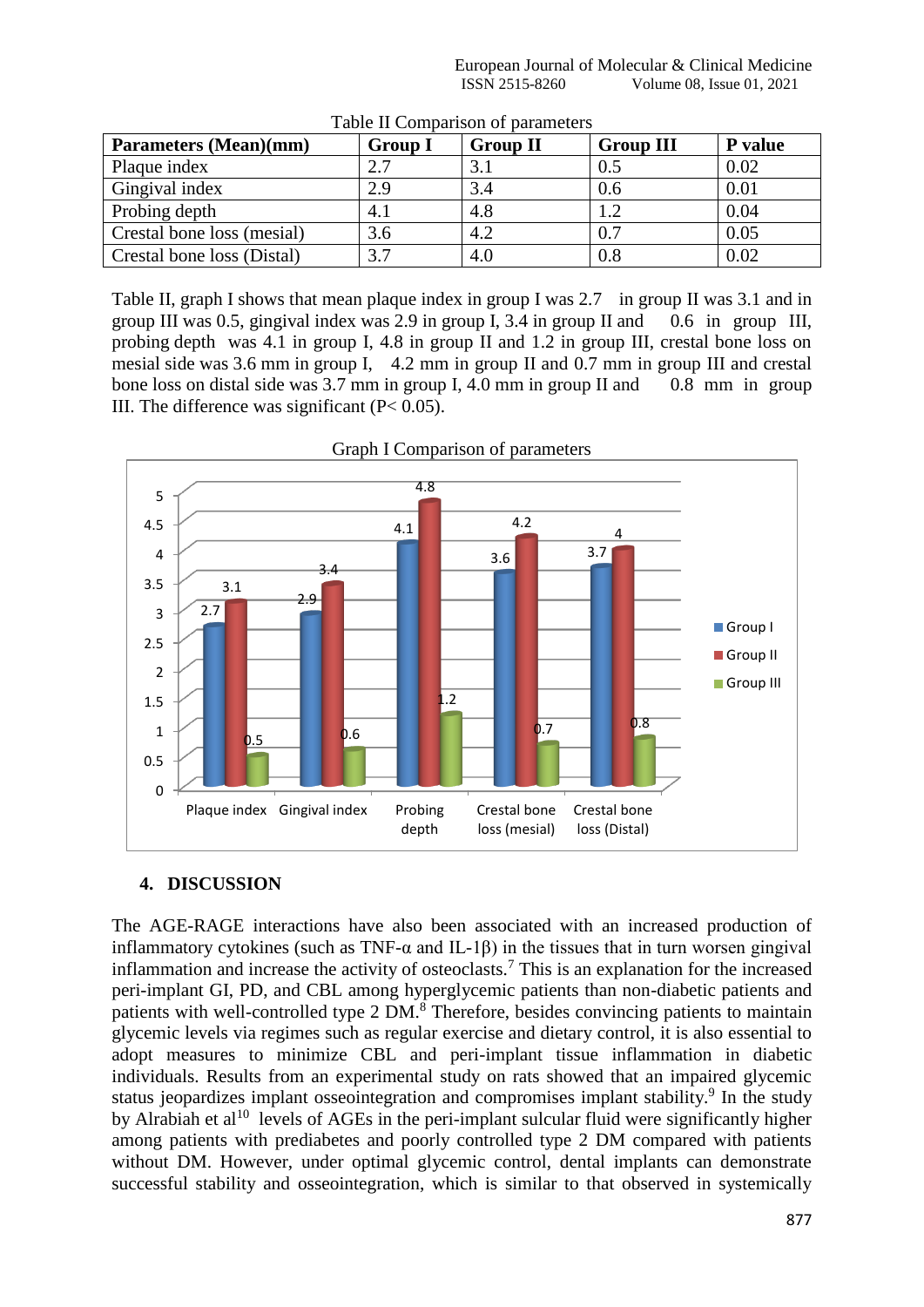Table II Comparison of parameters

| Parameters (Mean)(mm) | Group I | Group II | Group III | P value |
|---|---|---|---|---|
| Plaque index | 2.7 | 3.1 | 0.5 | 0.02 |
| Gingival index | 2.9 | 3.4 | 0.6 | 0.01 |
| Probing depth | 4.1 | 4.8 | 1.2 | 0.04 |
| Crestal bone loss (mesial) | 3.6 | 4.2 | 0.7 | 0.05 |
| Crestal bone loss (Distal) | 3.7 | 4.0 | 0.8 | 0.02 |

Table II, graph I shows that mean plaque index in group I was 2.7 in group II was 3.1 and in group III was 0.5, gingival index was 2.9 in group I, 3.4 in group II and 0.6 in group III, probing depth was 4.1 in group I, 4.8 in group II and 1.2 in group III, crestal bone loss on mesial side was 3.6 mm in group I, 4.2 mm in group II and 0.7 mm in group III and crestal bone loss on distal side was 3.7 mm in group I, 4.0 mm in group II and 0.8 mm in group III. The difference was significant ($P < 0.05$).

Graph I Comparison of parameters

## 4. DISCUSSION

The AGE-RAGE interactions have also been associated with an increased production of inflammatory cytokines (such as TNF-α and IL-1β) in the tissues that in turn worsen gingival inflammation and increase the activity of osteoclasts.[7] This is an explanation for the increased peri-implant GI, PD, and CBL among hyperglycemic patients than non-diabetic patients and patients with well-controlled type 2 DM.[8] Therefore, besides convincing patients to maintain glycemic levels via regimes such as regular exercise and dietary control, it is also essential to adopt measures to minimize CBL and peri-implant tissue inflammation in diabetic individuals. Results from an experimental study on rats showed that an impaired glycemic status jeopardizes implant osseointegration and compromises implant stability.[9] In the study by Alrabiah et al[10] levels of AGEs in the peri-implant sulcular fluid were significantly higher among patients with prediabetes and poorly controlled type 2 DM compared with patients without DM. However, under optimal glycemic control, dental implants can demonstrate successful stability and osseointegration, which is similar to that observed in systemically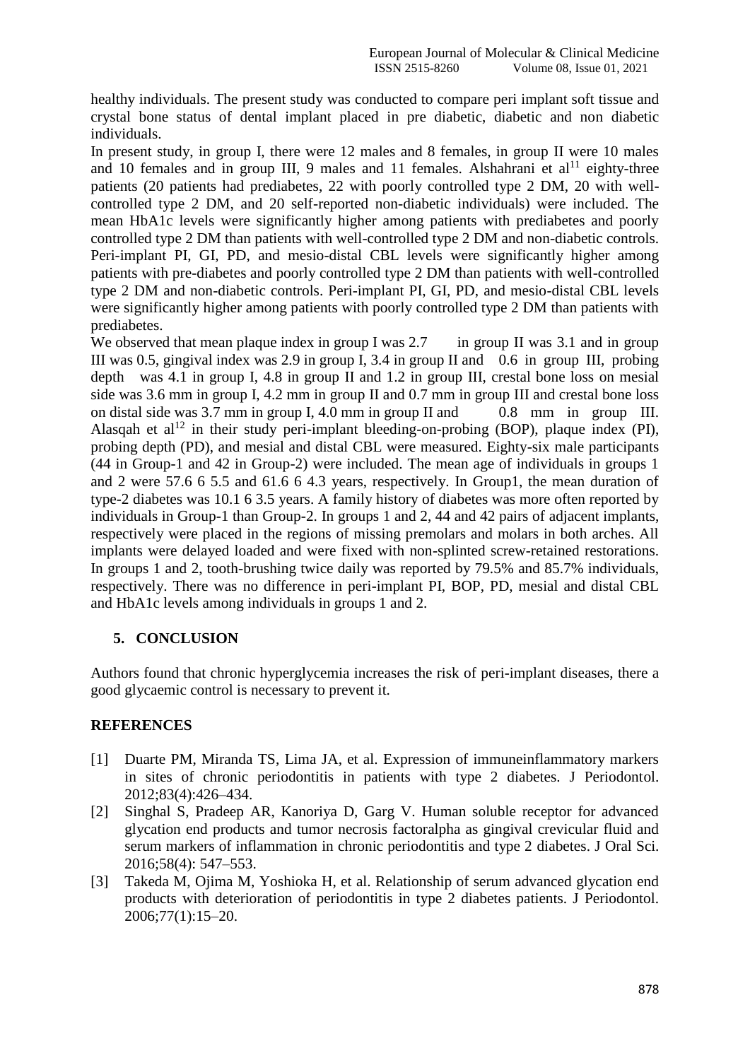healthy individuals. The present study was conducted to compare peri implant soft tissue and crystal bone status of dental implant placed in pre diabetic, diabetic and non diabetic individuals.

In present study, in group I, there were 12 males and 8 females, in group II were 10 males and 10 females and in group III, 9 males and 11 females. Alshahrani et al[11] eighty-three patients (20 patients had prediabetes, 22 with poorly controlled type 2 DM, 20 with well-controlled type 2 DM, and 20 self-reported non-diabetic individuals) were included. The mean HbA1c levels were significantly higher among patients with prediabetes and poorly controlled type 2 DM than patients with well-controlled type 2 DM and non-diabetic controls. Peri-implant PI, GI, PD, and mesio-distal CBL levels were significantly higher among patients with pre-diabetes and poorly controlled type 2 DM than patients with well-controlled type 2 DM and non-diabetic controls. Peri-implant PI, GI, PD, and mesio-distal CBL levels were significantly higher among patients with poorly controlled type 2 DM than patients with prediabetes.

We observed that mean plaque index in group I was 2.7 in group II was 3.1 and in group III was 0.5, gingival index was 2.9 in group I, 3.4 in group II and 0.6 in group III, probing depth was 4.1 in group I, 4.8 in group II and 1.2 in group III, crestal bone loss on mesial side was 3.6 mm in group I, 4.2 mm in group II and 0.7 mm in group III and crestal bone loss on distal side was 3.7 mm in group I, 4.0 mm in group II and 0.8 mm in group III. Alasqah et al[12] in their study peri-implant bleeding-on-probing (BOP), plaque index (PI), probing depth (PD), and mesial and distal CBL were measured. Eighty-six male participants (44 in Group-1 and 42 in Group-2) were included. The mean age of individuals in groups 1 and 2 were 57.6 6 5.5 and 61.6 6 4.3 years, respectively. In Group1, the mean duration of type-2 diabetes was 10.1 6 3.5 years. A family history of diabetes was more often reported by individuals in Group-1 than Group-2. In groups 1 and 2, 44 and 42 pairs of adjacent implants, respectively were placed in the regions of missing premolars and molars in both arches. All implants were delayed loaded and were fixed with non-splinted screw-retained restorations. In groups 1 and 2, tooth-brushing twice daily was reported by 79.5% and 85.7% individuals, respectively. There was no difference in peri-implant PI, BOP, PD, mesial and distal CBL and HbA1c levels among individuals in groups 1 and 2.

## 5. CONCLUSION

Authors found that chronic hyperglycemia increases the risk of peri-implant diseases, there a good glycaemic control is necessary to prevent it.

## REFERENCES

[1] Duarte PM, Miranda TS, Lima JA, et al. Expression of immuneinflammatory markers in sites of chronic periodontitis in patients with type 2 diabetes. J Periodontol. 2012;83(4):426–434.

[2] Singhal S, Pradeep AR, Kanoriya D, Garg V. Human soluble receptor for advanced glycation end products and tumor necrosis factoralpha as gingival crevicular fluid and serum markers of inflammation in chronic periodontitis and type 2 diabetes. J Oral Sci. 2016;58(4): 547–553.

[3] Takeda M, Ojima M, Yoshioka H, et al. Relationship of serum advanced glycation end products with deterioration of periodontitis in type 2 diabetes patients. J Periodontol. 2006;77(1):15–20.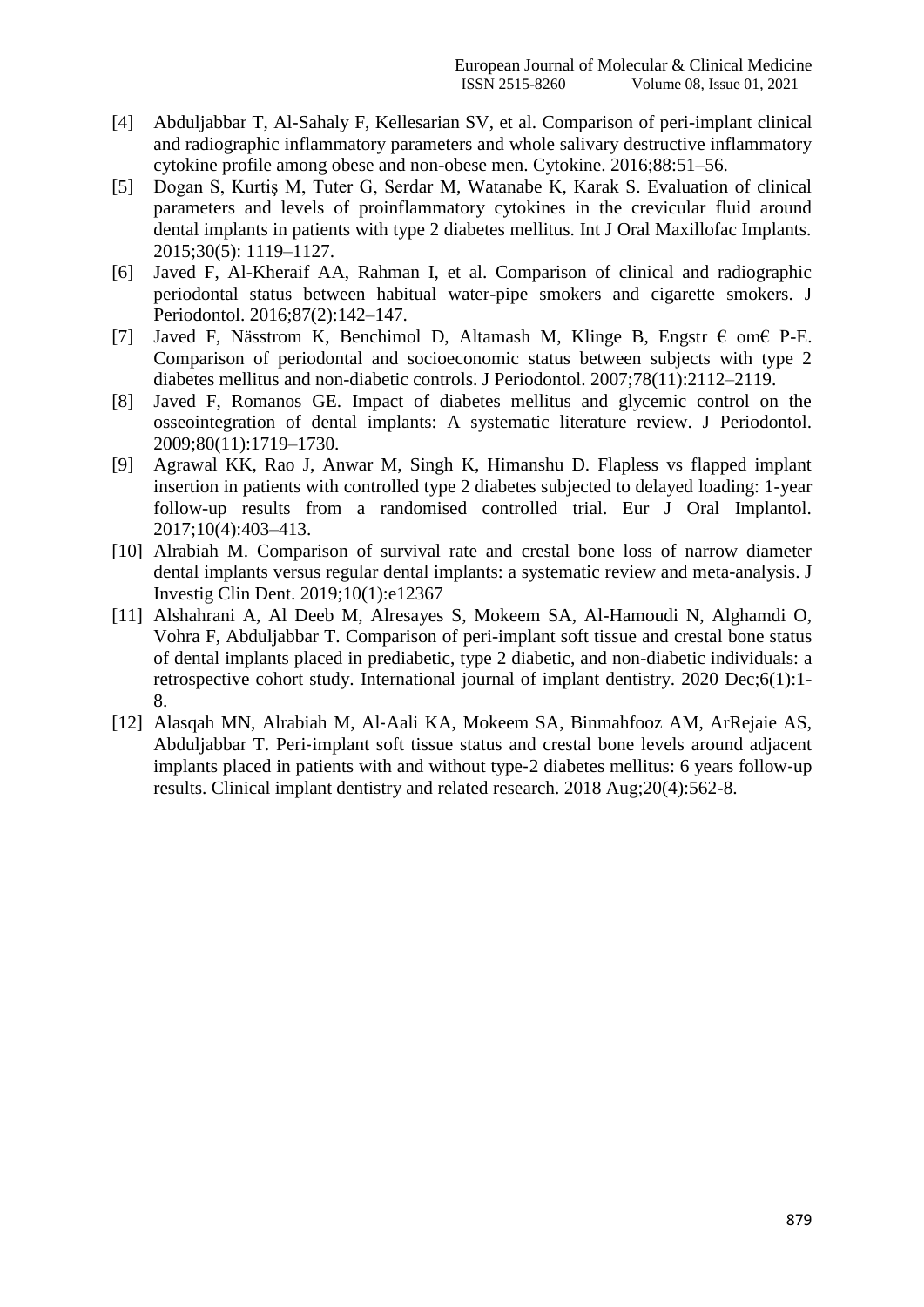[4] Abduljabbar T, Al-Sahaly F, Kellesarian SV, et al. Comparison of peri-implant clinical and radiographic inflammatory parameters and whole salivary destructive inflammatory cytokine profile among obese and non-obese men. Cytokine. 2016;88:51–56.

[5] Dogan S, Kurtiş M, Tuter G, Serdar M, Watanabe K, Karak S. Evaluation of clinical parameters and levels of proinflammatory cytokines in the crevicular fluid around dental implants in patients with type 2 diabetes mellitus. Int J Oral Maxillofac Implants. 2015;30(5): 1119–1127.

[6] Javed F, Al-Kheraif AA, Rahman I, et al. Comparison of clinical and radiographic periodontal status between habitual water-pipe smokers and cigarette smokers. J Periodontol. 2016;87(2):142–147.

[7] Javed F, Nässtrom K, Benchimol D, Altamash M, Klinge B, Engstr € om€ P-E. Comparison of periodontal and socioeconomic status between subjects with type 2 diabetes mellitus and non-diabetic controls. J Periodontol. 2007;78(11):2112–2119.

[8] Javed F, Romanos GE. Impact of diabetes mellitus and glycemic control on the osseointegration of dental implants: A systematic literature review. J Periodontol. 2009;80(11):1719–1730.

[9] Agrawal KK, Rao J, Anwar M, Singh K, Himanshu D. Flapless vs flapped implant insertion in patients with controlled type 2 diabetes subjected to delayed loading: 1-year follow-up results from a randomised controlled trial. Eur J Oral Implantol. 2017;10(4):403–413.

[10] Alrabiah M. Comparison of survival rate and crestal bone loss of narrow diameter dental implants versus regular dental implants: a systematic review and meta-analysis. J Investig Clin Dent. 2019;10(1):e12367

[11] Alshahrani A, Al Deeb M, Alresayes S, Mokeem SA, Al-Hamoudi N, Alghamdi O, Vohra F, Abduljabbar T. Comparison of peri-implant soft tissue and crestal bone status of dental implants placed in prediabetic, type 2 diabetic, and non-diabetic individuals: a retrospective cohort study. International journal of implant dentistry. 2020 Dec;6(1):1-8.

[12] Alasqah MN, Alrabiah M, Al-Aali KA, Mokeem SA, Binmahfooz AM, ArRejaie AS, Abduljabbar T. Peri-implant soft tissue status and crestal bone levels around adjacent implants placed in patients with and without type-2 diabetes mellitus: 6 years follow-up results. Clinical implant dentistry and related research. 2018 Aug;20(4):562-8.